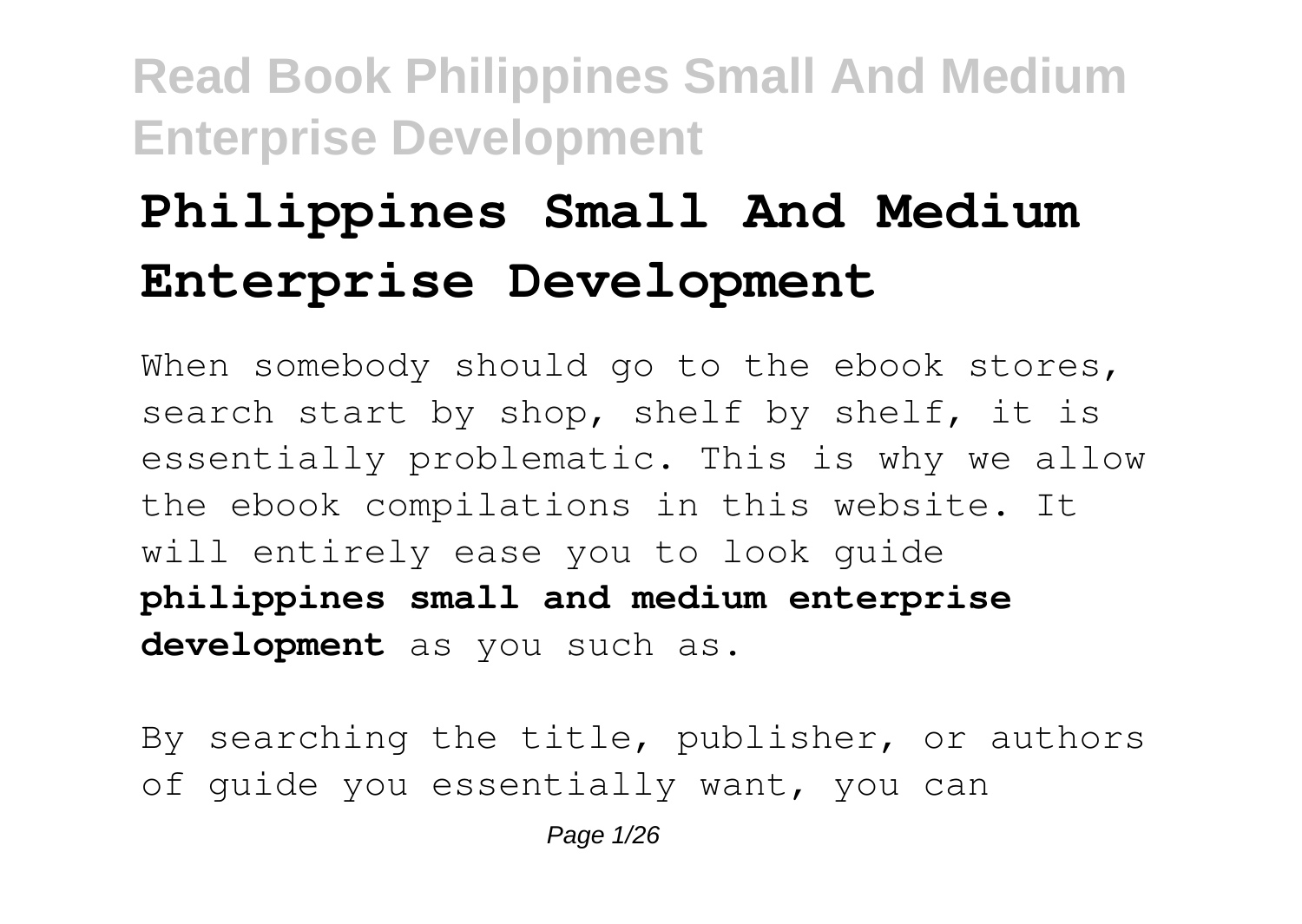# Philippines Small And Medium Enterprise Development

When somebody should go to the ebook stores, search start by shop, shelf by shelf, it is essentially problematic. This is why we allow the ebook compilations in this website. It will entirely ease you to look guide **philippines small and medium enterprise development** as you such as.

By searching the title, publisher, or authors of guide you essentially want, you can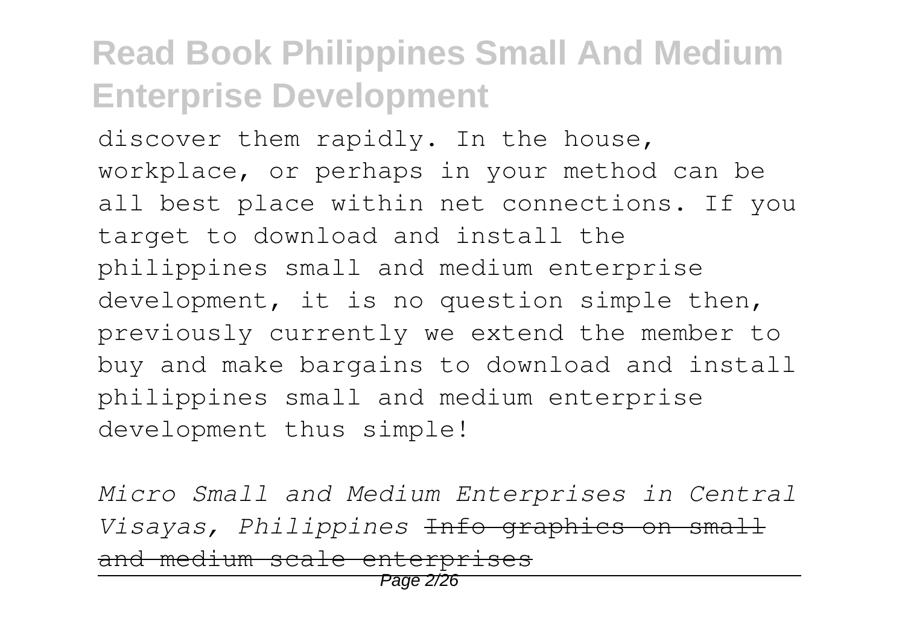discover them rapidly. In the house, workplace, or perhaps in your method can be all best place within net connections. If you target to download and install the philippines small and medium enterprise development, it is no question simple then, previously currently we extend the member to buy and make bargains to download and install philippines small and medium enterprise development thus simple!

*Micro Small and Medium Enterprises in Central Visayas, Philippines* ~~Info graphics on small and medium scale enterprises~~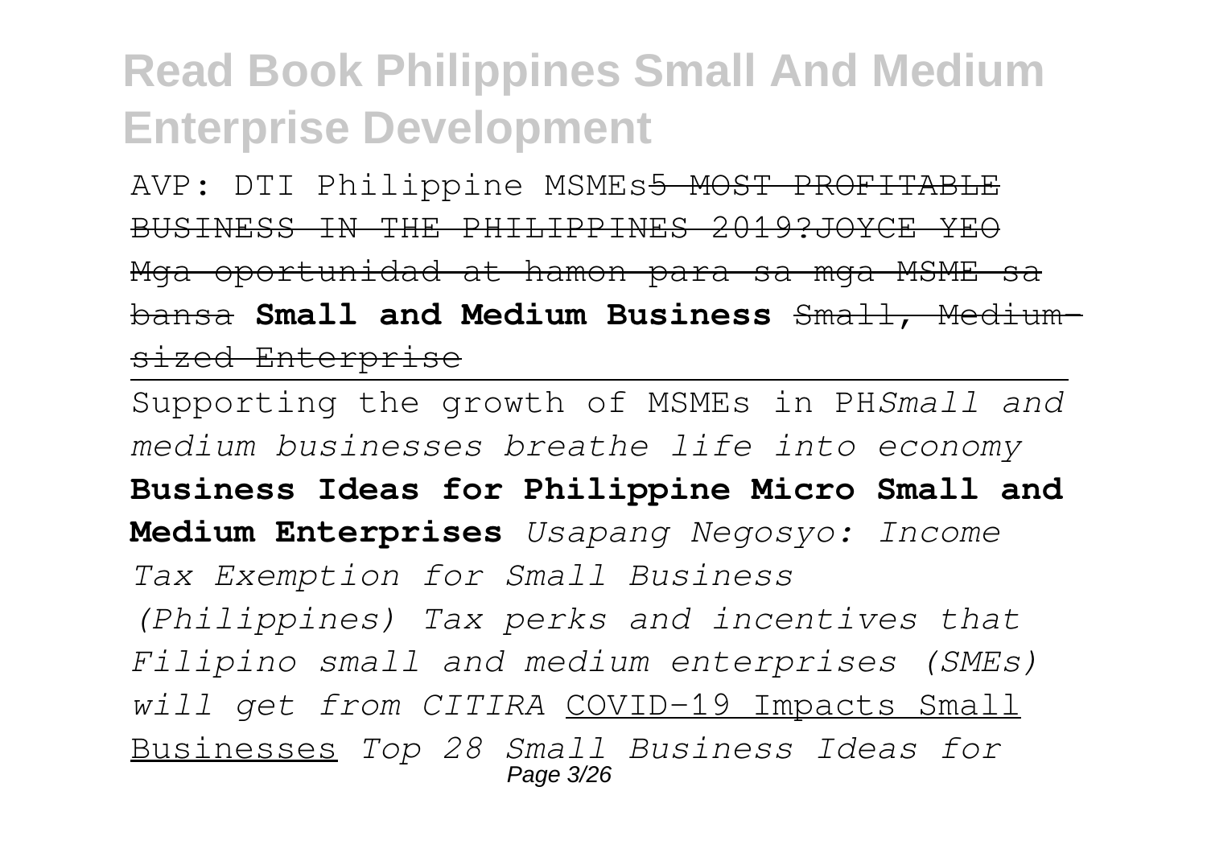AVP: DTI Philippine MSMEs~~5 MOST PROFITABLE BUSINESS IN THE PHILIPPINES 2019?JOYCE YEO~~ ~~Mga oportunidad at hamon para sa mga MSME sa bansa~~ **Small and Medium Business** ~~Small, Medium-sized Enterprise~~

---

Supporting the growth of MSMEs in PH*Small and medium businesses breathe life into economy* **Business Ideas for Philippine Micro Small and Medium Enterprises** *Usapang Negosyo: Income Tax Exemption for Small Business (Philippines) Tax perks and incentives that Filipino small and medium enterprises (SMEs) will get from CITIRA* COVID-19 Impacts Small Businesses *Top 28 Small Business Ideas for*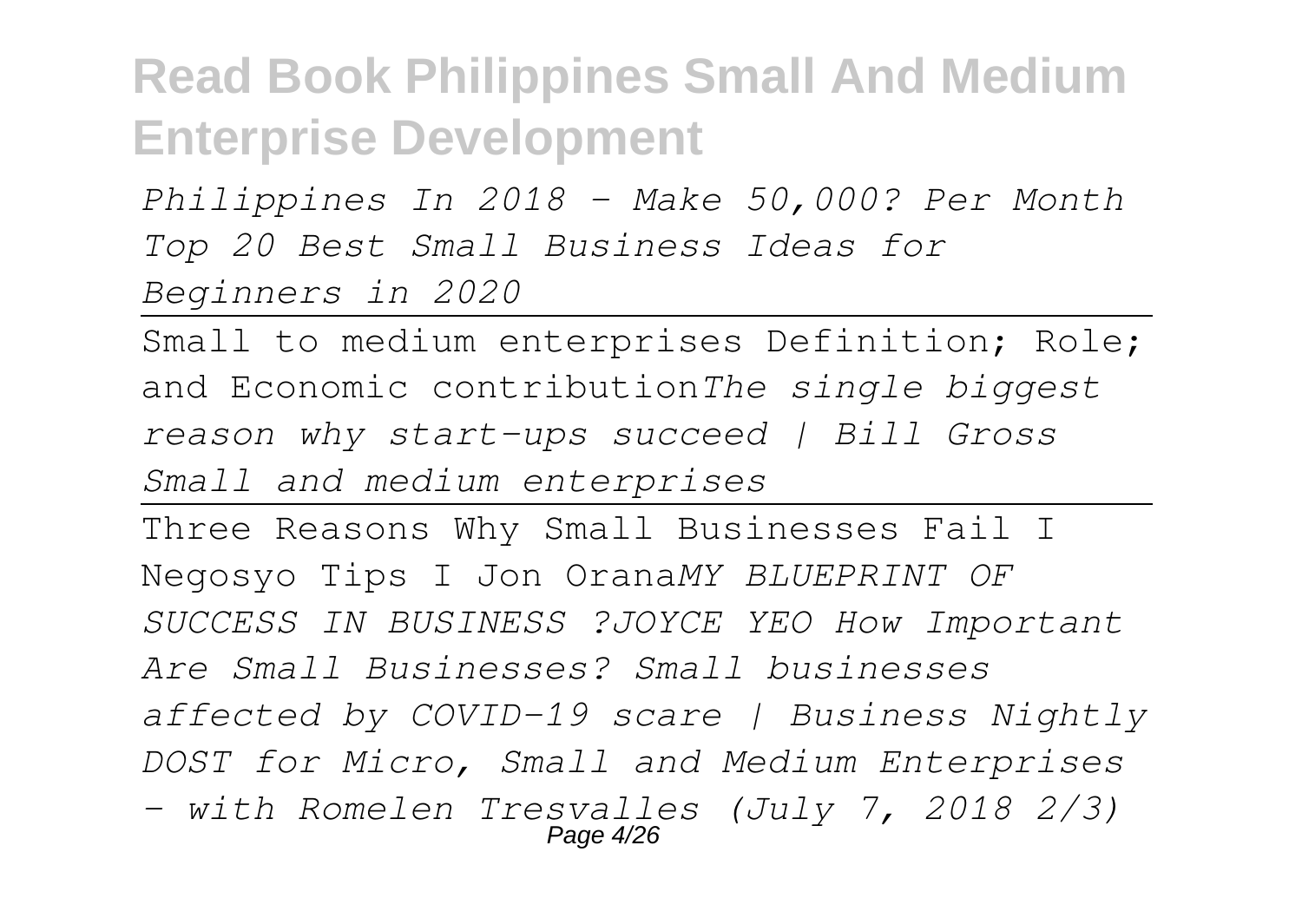*Philippines In 2018 - Make 50,000? Per Month Top 20 Best Small Business Ideas for Beginners in 2020*

Small to medium enterprises Definition; Role; and Economic contribution*The single biggest reason why start-ups succeed | Bill Gross Small and medium enterprises*

Three Reasons Why Small Businesses Fail I Negosyo Tips I Jon Orana*MY BLUEPRINT OF SUCCESS IN BUSINESS ?JOYCE YEO How Important Are Small Businesses? Small businesses affected by COVID-19 scare | Business Nightly DOST for Micro, Small and Medium Enterprises - with Romelen Tresvalles (July 7, 2018 2/3)*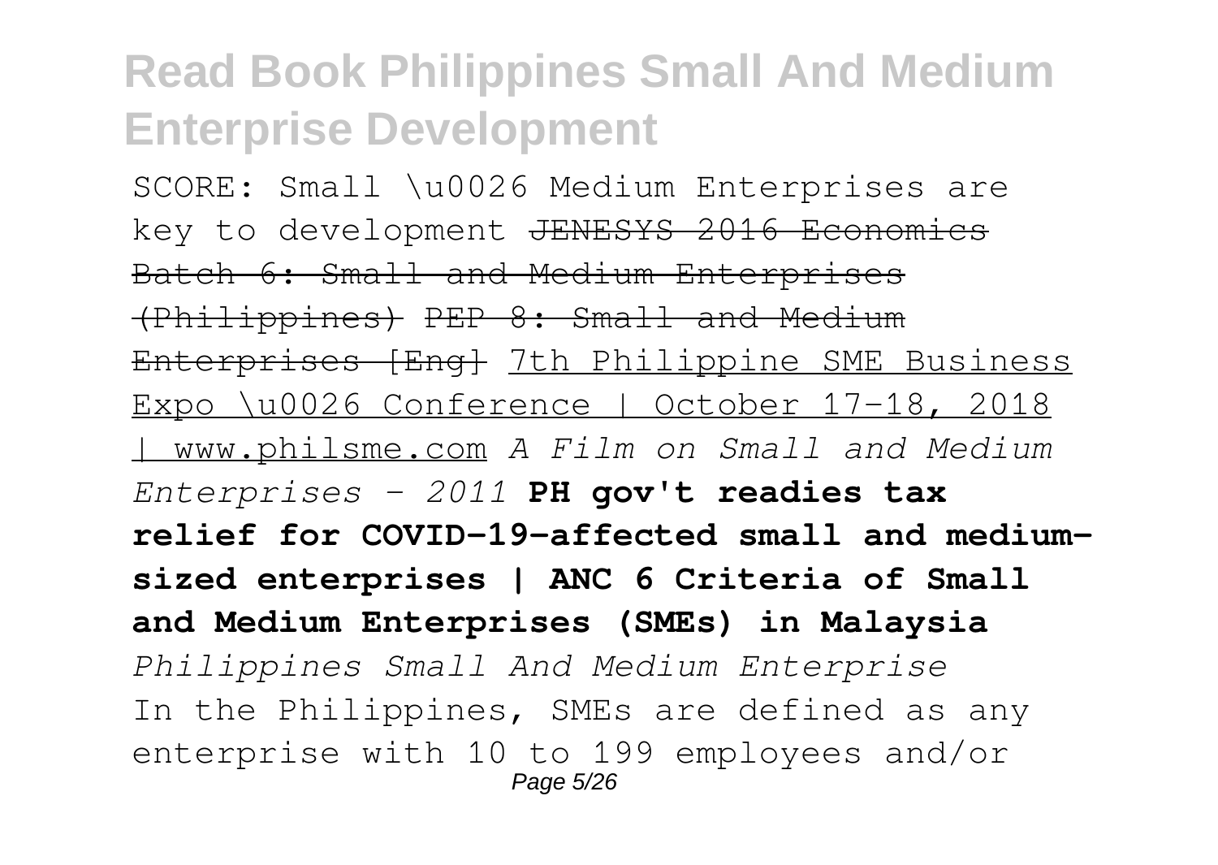SCORE: Small \u0026 Medium Enterprises are key to development ~~JENESYS 2016 Economics Batch 6: Small and Medium Enterprises (Philippines)~~ ~~PEP 8: Small and Medium Enterprises [Eng]~~ 7th Philippine SME Business Expo \u0026 Conference | October 17-18, 2018 | www.philsme.com *A Film on Small and Medium Enterprises - 2011* **PH gov't readies tax relief for COVID-19-affected small and medium-sized enterprises | ANC 6 Criteria of Small and Medium Enterprises (SMEs) in Malaysia** *Philippines Small And Medium Enterprise* In the Philippines, SMEs are defined as any enterprise with 10 to 199 employees and/or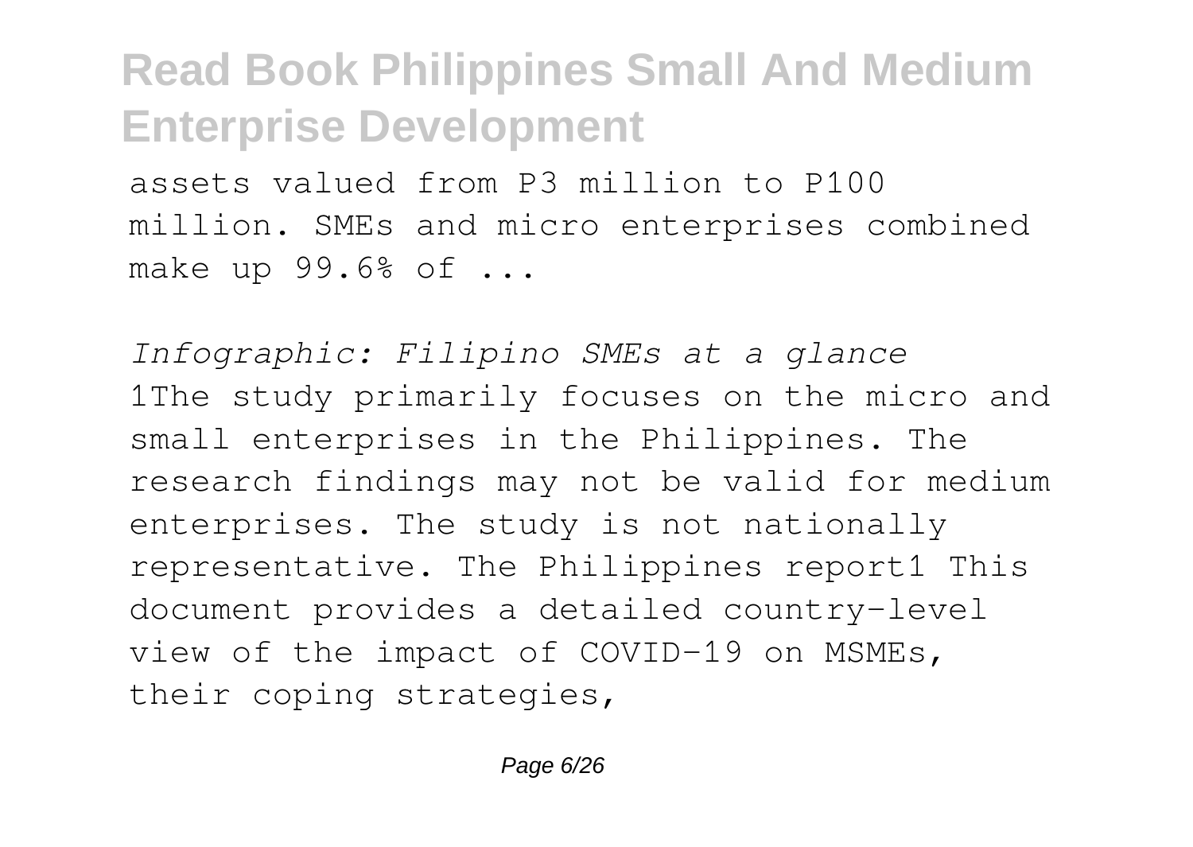assets valued from P3 million to P100 million. SMEs and micro enterprises combined make up 99.6% of ...

*Infographic: Filipino SMEs at a glance*

1The study primarily focuses on the micro and small enterprises in the Philippines. The research findings may not be valid for medium enterprises. The study is not nationally representative. The Philippines report1 This document provides a detailed country-level view of the impact of COVID-19 on MSMEs, their coping strategies,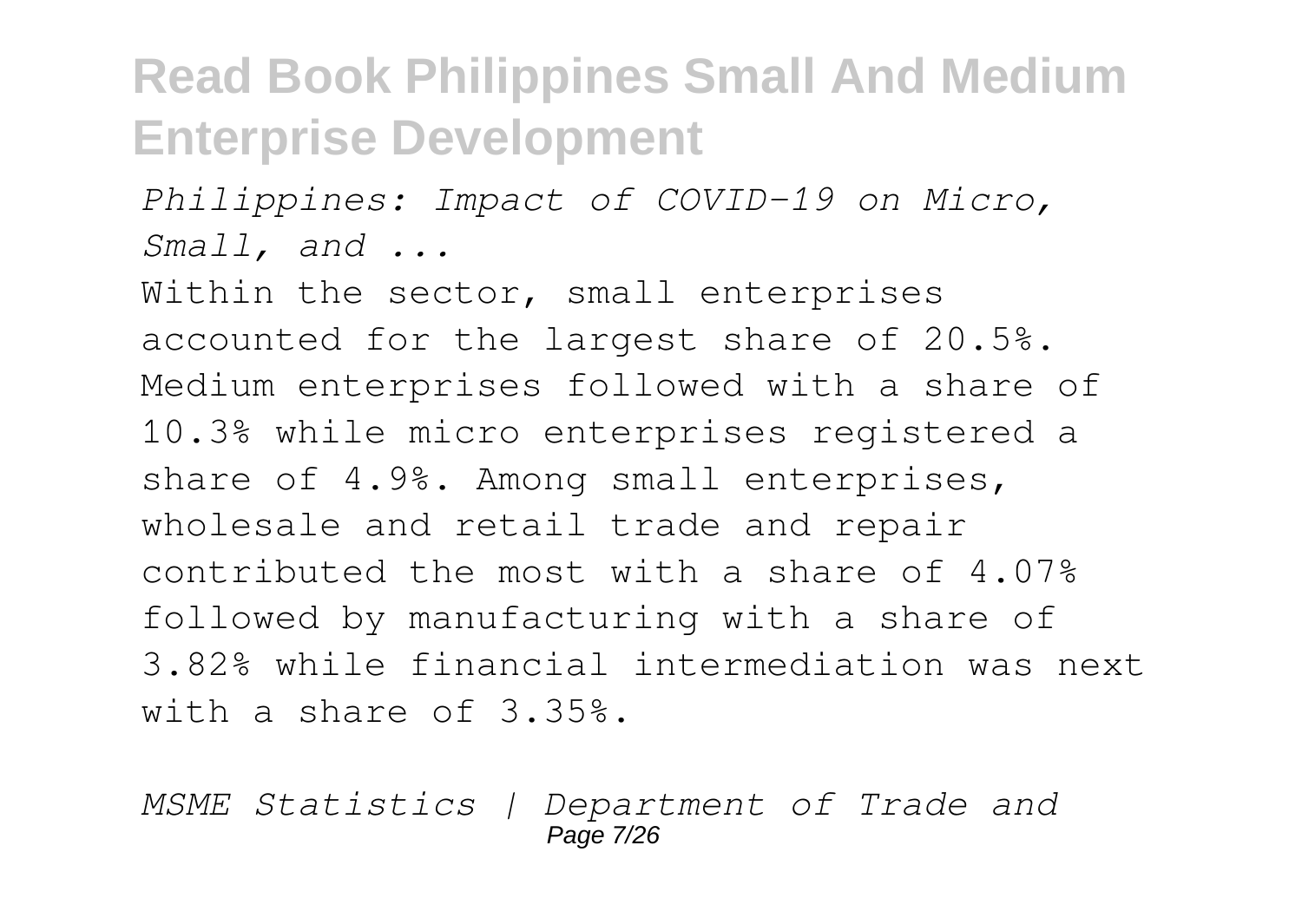*Philippines: Impact of COVID-19 on Micro, Small, and ...*

Within the sector, small enterprises accounted for the largest share of 20.5%. Medium enterprises followed with a share of 10.3% while micro enterprises registered a share of 4.9%. Among small enterprises, wholesale and retail trade and repair contributed the most with a share of 4.07% followed by manufacturing with a share of 3.82% while financial intermediation was next with a share of 3.35%.

*MSME Statistics | Department of Trade and*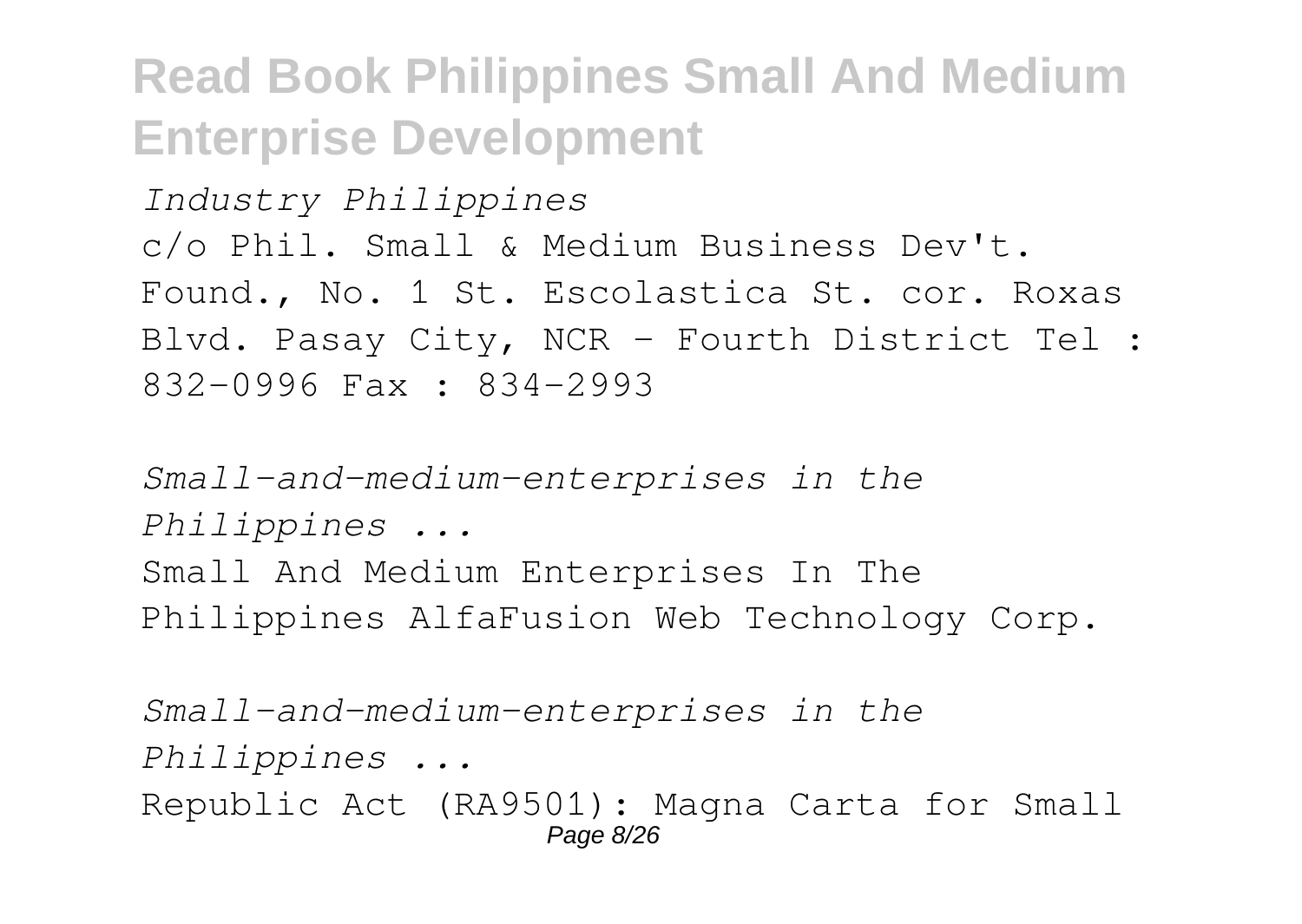*Industry Philippines*

c/o Phil. Small & Medium Business Dev't. Found., No. 1 St. Escolastica St. cor. Roxas Blvd. Pasay City, NCR - Fourth District Tel : 832-0996 Fax : 834-2993

*Small-and-medium-enterprises in the Philippines ...*

Small And Medium Enterprises In The Philippines AlfaFusion Web Technology Corp.

*Small-and-medium-enterprises in the Philippines ...*

Republic Act (RA9501): Magna Carta for Small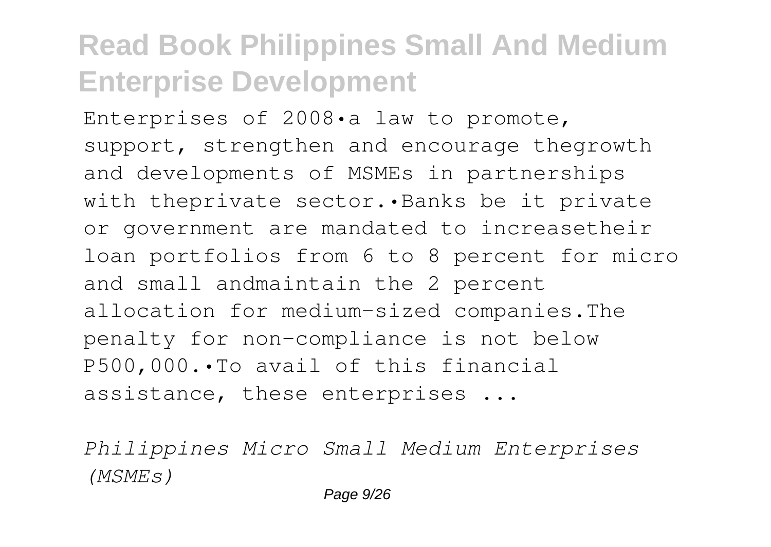Enterprises of 2008•a law to promote, support, strengthen and encourage thegrowth and developments of MSMEs in partnerships with theprivate sector.•Banks be it private or government are mandated to increasetheir loan portfolios from 6 to 8 percent for micro and small andmaintain the 2 percent allocation for medium-sized companies.The penalty for non-compliance is not below P500,000.•To avail of this financial assistance, these enterprises ...

*Philippines Micro Small Medium Enterprises (MSMEs)*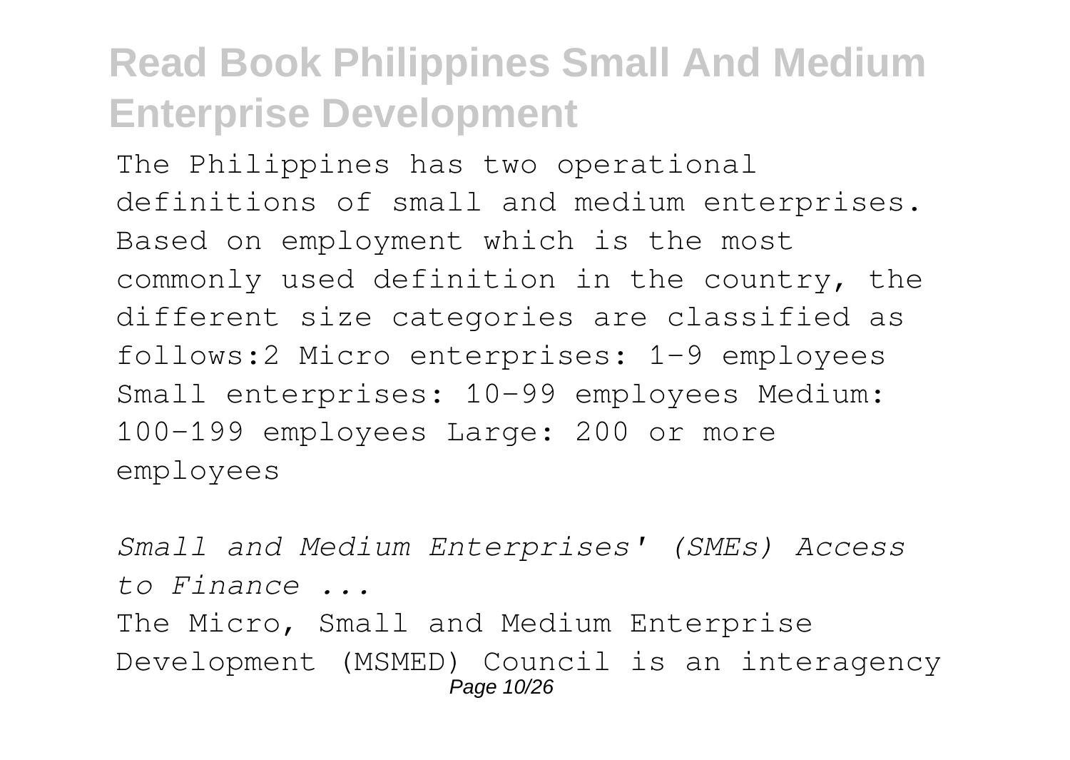## Read Book Philippines Small And Medium Enterprise Development

The Philippines has two operational definitions of small and medium enterprises. Based on employment which is the most commonly used definition in the country, the different size categories are classified as follows:2 Micro enterprises: 1-9 employees Small enterprises: 10-99 employees Medium: 100-199 employees Large: 200 or more employees

*Small and Medium Enterprises' (SMEs) Access to Finance ...*

The Micro, Small and Medium Enterprise Development (MSMED) Council is an interagency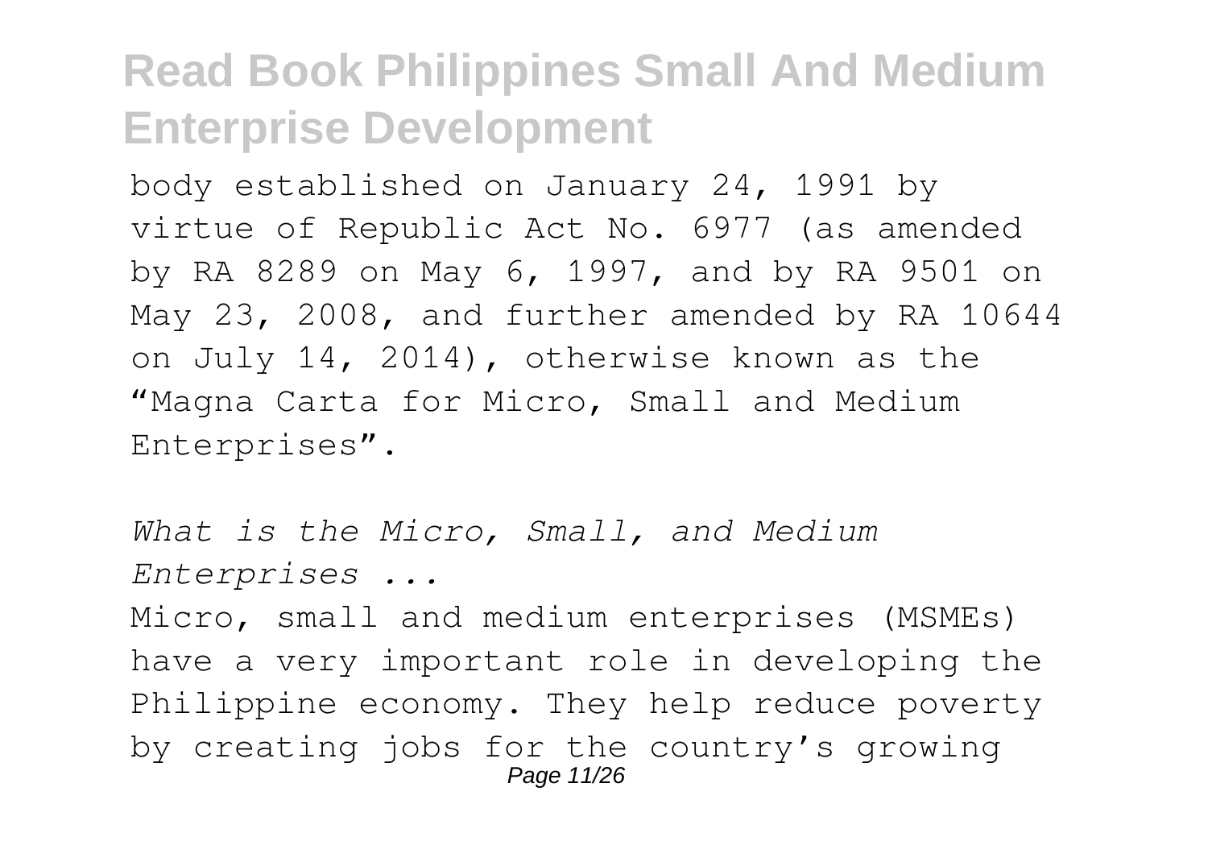body established on January 24, 1991 by virtue of Republic Act No. 6977 (as amended by RA 8289 on May 6, 1997, and by RA 9501 on May 23, 2008, and further amended by RA 10644 on July 14, 2014), otherwise known as the "Magna Carta for Micro, Small and Medium Enterprises".

*What is the Micro, Small, and Medium Enterprises ...*

Micro, small and medium enterprises (MSMEs) have a very important role in developing the Philippine economy. They help reduce poverty by creating jobs for the country's growing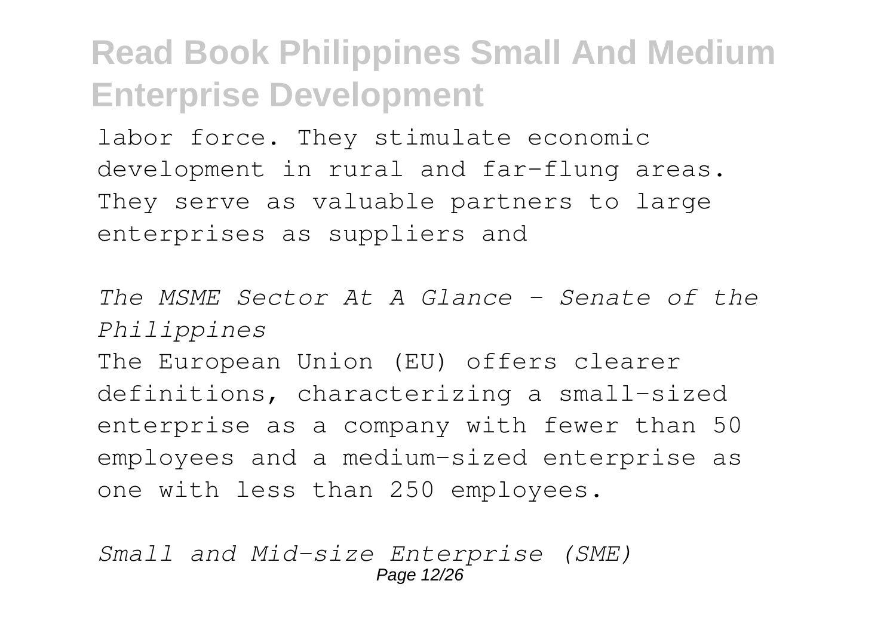labor force. They stimulate economic development in rural and far-flung areas. They serve as valuable partners to large enterprises as suppliers and

*The MSME Sector At A Glance - Senate of the Philippines*

The European Union (EU) offers clearer definitions, characterizing a small-sized enterprise as a company with fewer than 50 employees and a medium-sized enterprise as one with less than 250 employees.

*Small and Mid-size Enterprise (SME)*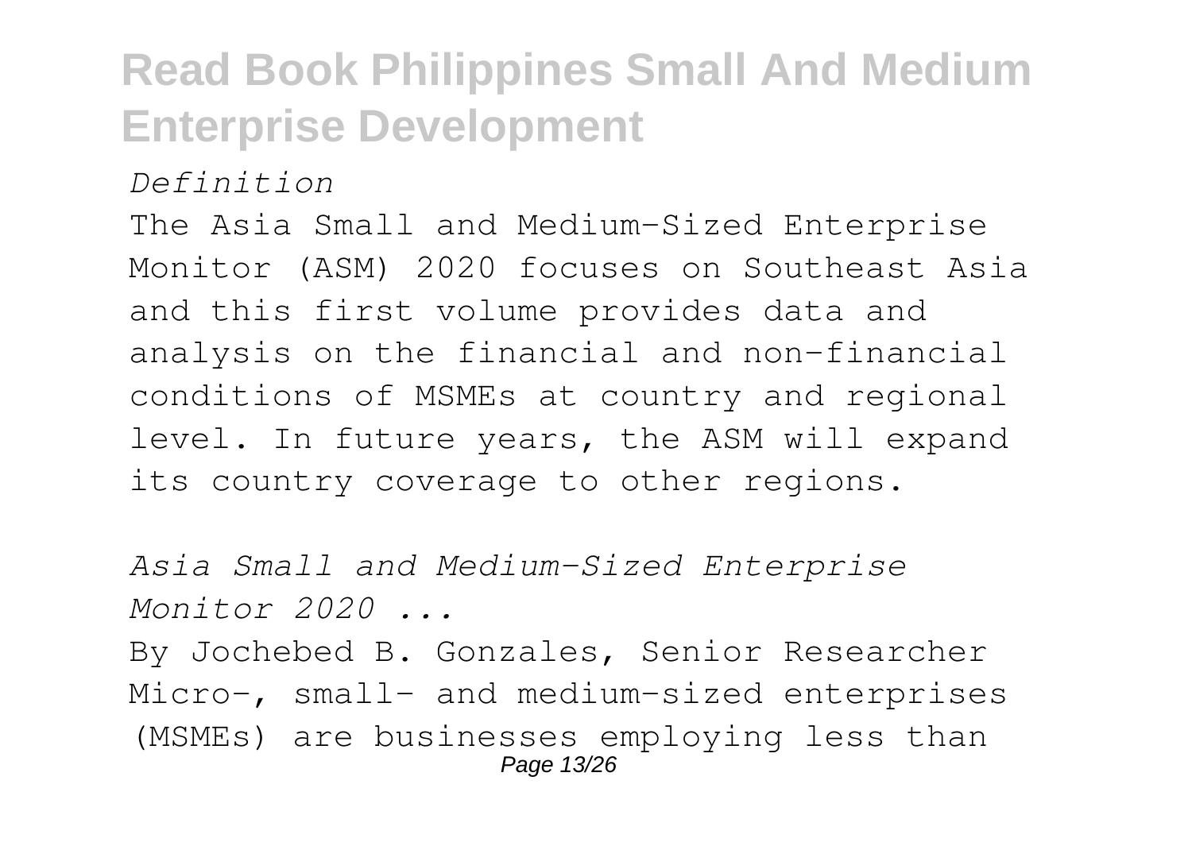*Definition*

The Asia Small and Medium-Sized Enterprise Monitor (ASM) 2020 focuses on Southeast Asia and this first volume provides data and analysis on the financial and non-financial conditions of MSMEs at country and regional level. In future years, the ASM will expand its country coverage to other regions.

*Asia Small and Medium-Sized Enterprise Monitor 2020 ...*

By Jochebed B. Gonzales, Senior Researcher Micro-, small- and medium-sized enterprises (MSMEs) are businesses employing less than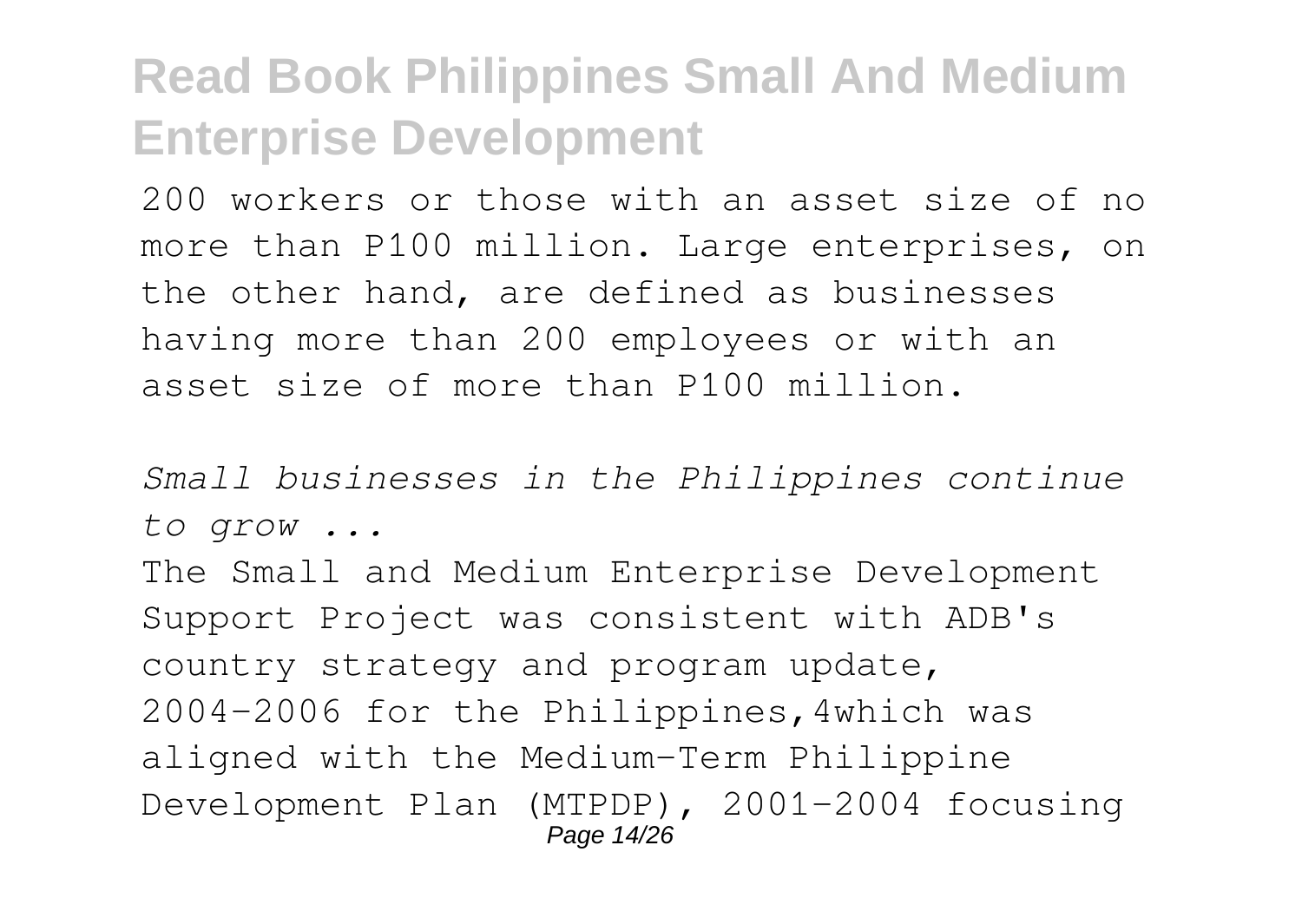200 workers or those with an asset size of no more than P100 million. Large enterprises, on the other hand, are defined as businesses having more than 200 employees or with an asset size of more than P100 million.

*Small businesses in the Philippines continue to grow ...*

The Small and Medium Enterprise Development Support Project was consistent with ADB's country strategy and program update, 2004–2006 for the Philippines,4which was aligned with the Medium-Term Philippine Development Plan (MTPDP), 2001–2004 focusing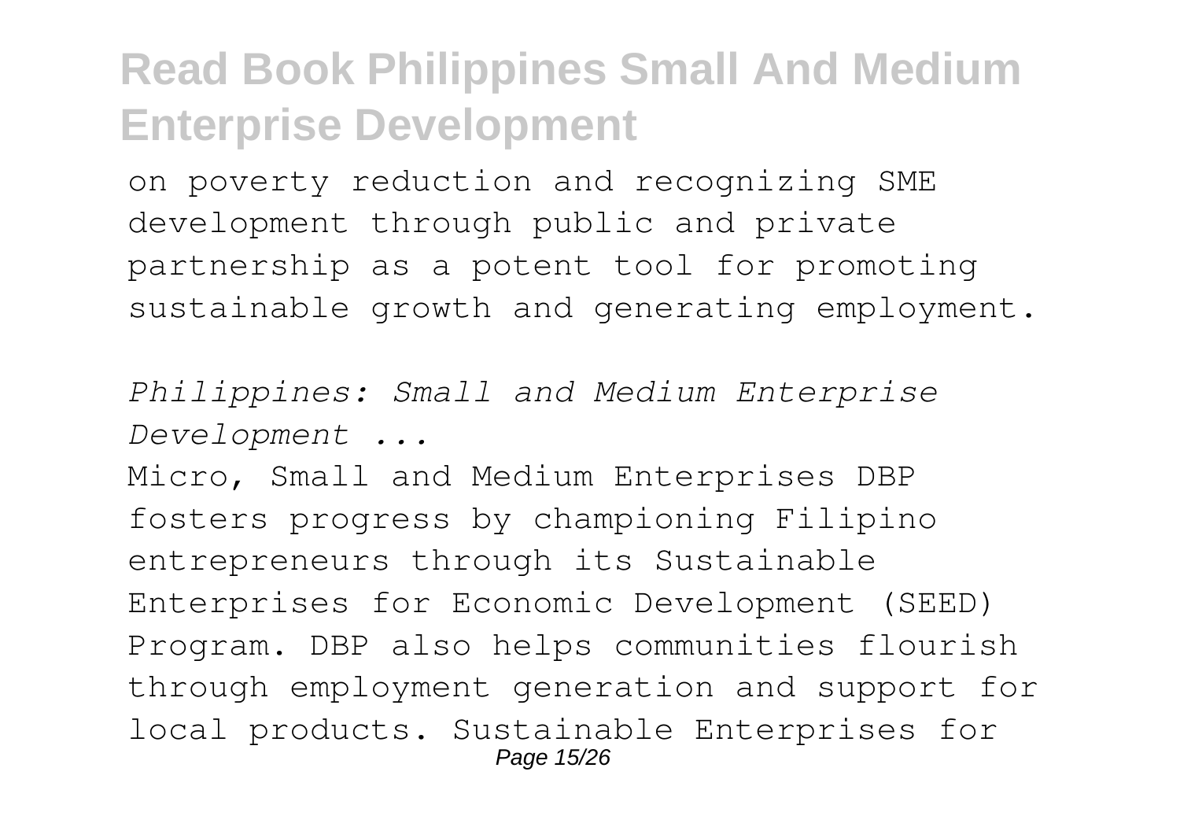on poverty reduction and recognizing SME development through public and private partnership as a potent tool for promoting sustainable growth and generating employment.

*Philippines: Small and Medium Enterprise Development ...*

Micro, Small and Medium Enterprises DBP fosters progress by championing Filipino entrepreneurs through its Sustainable Enterprises for Economic Development (SEED) Program. DBP also helps communities flourish through employment generation and support for local products. Sustainable Enterprises for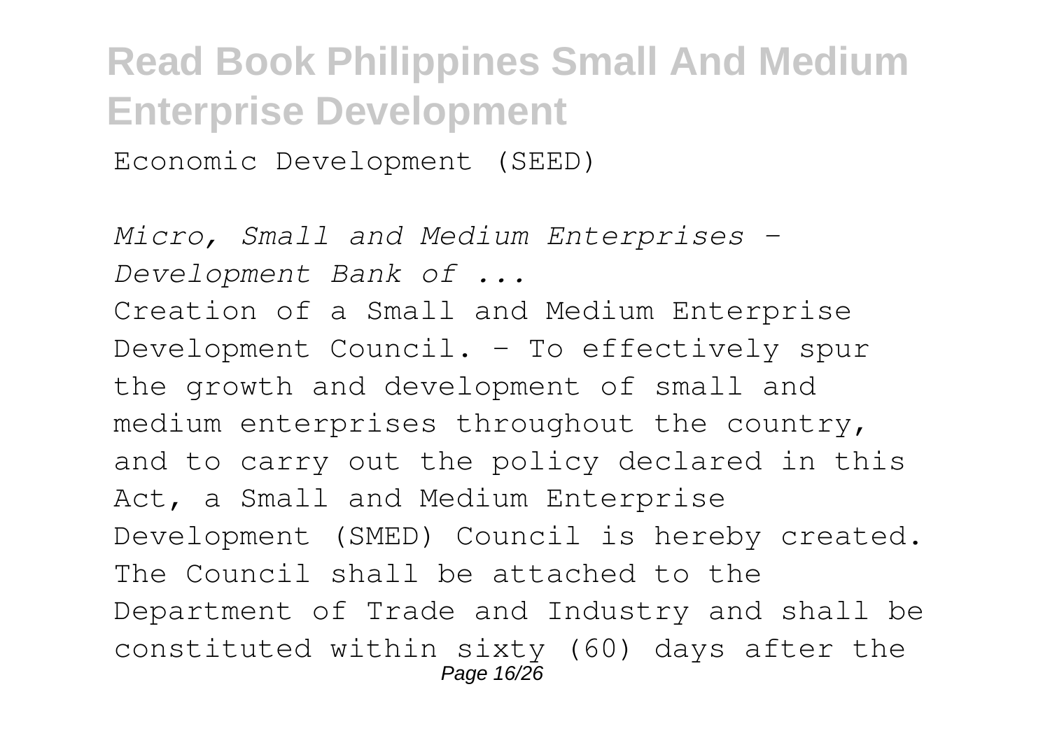Economic Development (SEED)

*Micro, Small and Medium Enterprises - Development Bank of ...*

Creation of a Small and Medium Enterprise Development Council. - To effectively spur the growth and development of small and medium enterprises throughout the country, and to carry out the policy declared in this Act, a Small and Medium Enterprise Development (SMED) Council is hereby created. The Council shall be attached to the Department of Trade and Industry and shall be constituted within sixty (60) days after the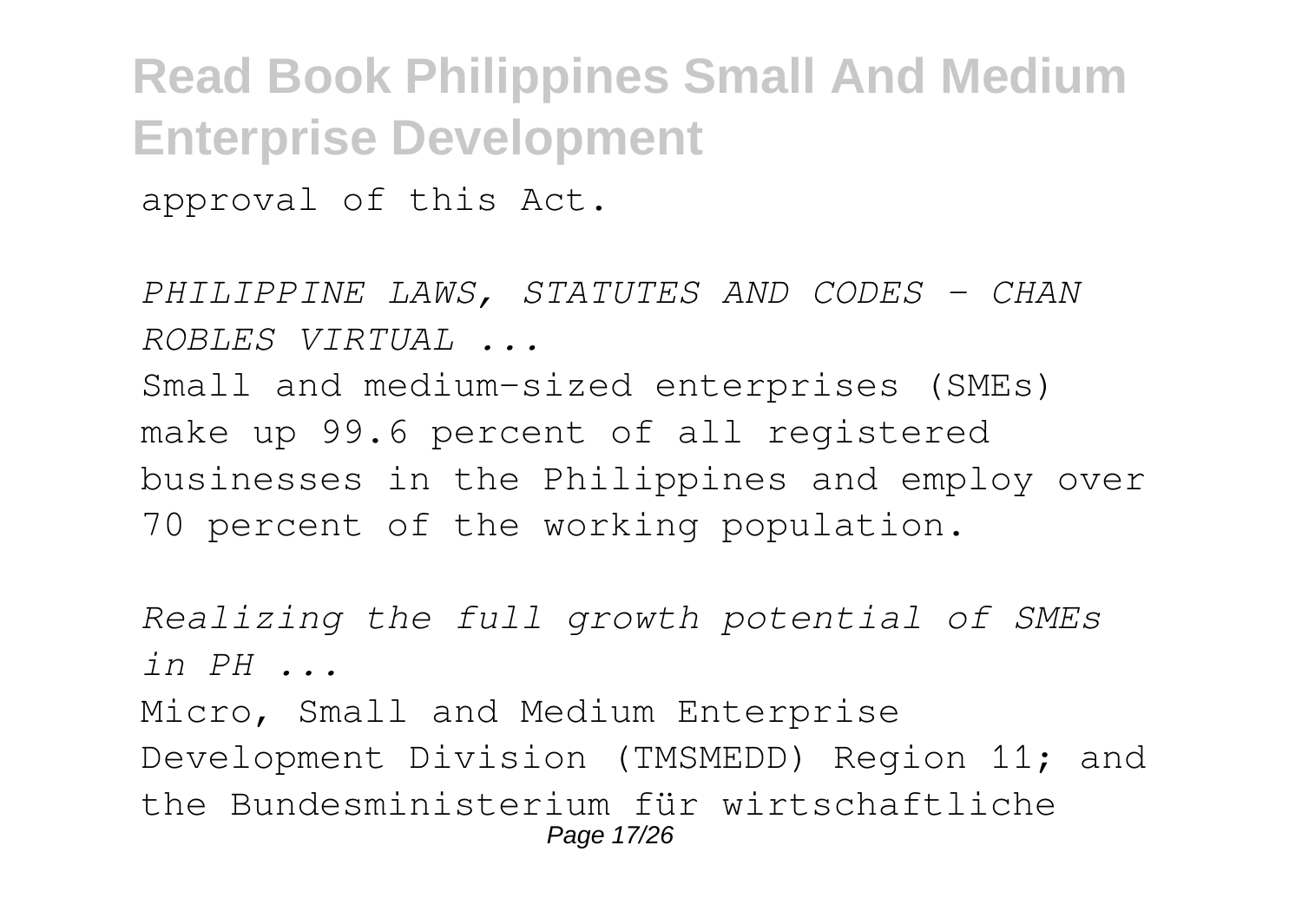approval of this Act.

*PHILIPPINE LAWS, STATUTES AND CODES - CHAN ROBLES VIRTUAL ...*

Small and medium-sized enterprises (SMEs) make up 99.6 percent of all registered businesses in the Philippines and employ over 70 percent of the working population.

*Realizing the full growth potential of SMEs in PH ...*

Micro, Small and Medium Enterprise Development Division (TMSMEDD) Region 11; and the Bundesministerium für wirtschaftliche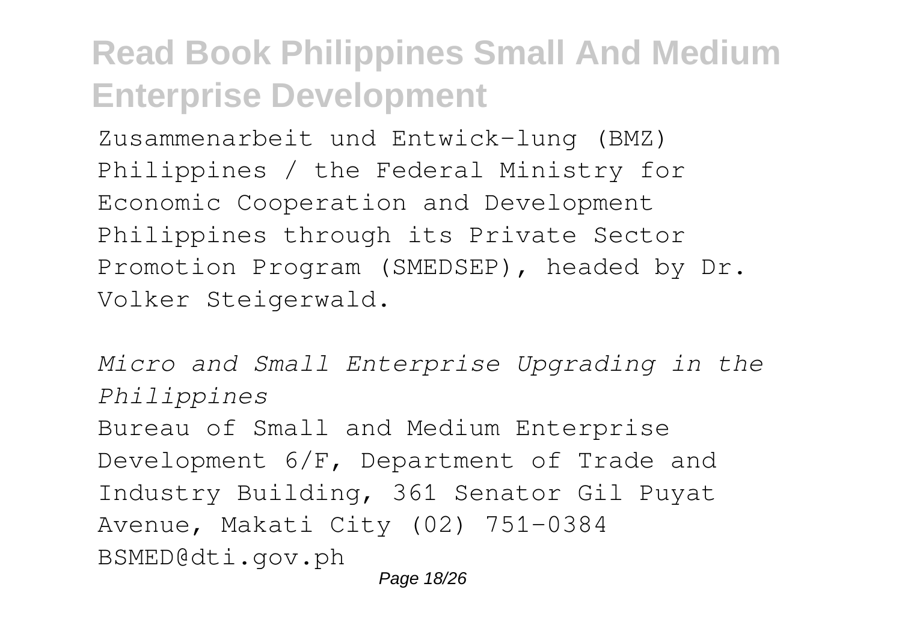Zusammenarbeit und Entwick-lung (BMZ) Philippines / the Federal Ministry for Economic Cooperation and Development Philippines through its Private Sector Promotion Program (SMEDSEP), headed by Dr. Volker Steigerwald.

*Micro and Small Enterprise Upgrading in the Philippines*

Bureau of Small and Medium Enterprise Development 6/F, Department of Trade and Industry Building, 361 Senator Gil Puyat Avenue, Makati City (02) 751-0384 BSMED@dti.gov.ph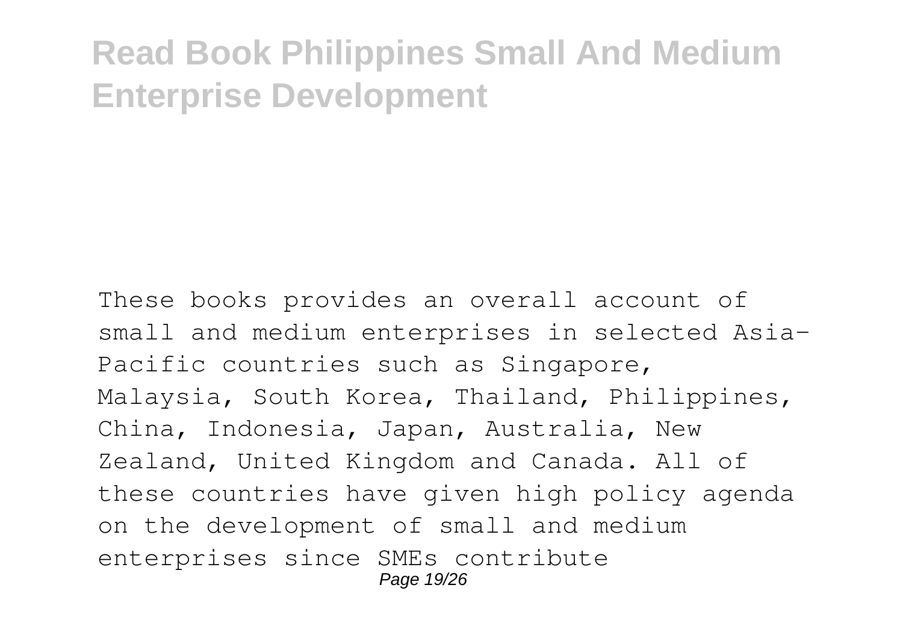These books provides an overall account of small and medium enterprises in selected Asia-Pacific countries such as Singapore, Malaysia, South Korea, Thailand, Philippines, China, Indonesia, Japan, Australia, New Zealand, United Kingdom and Canada. All of these countries have given high policy agenda on the development of small and medium enterprises since SMEs contribute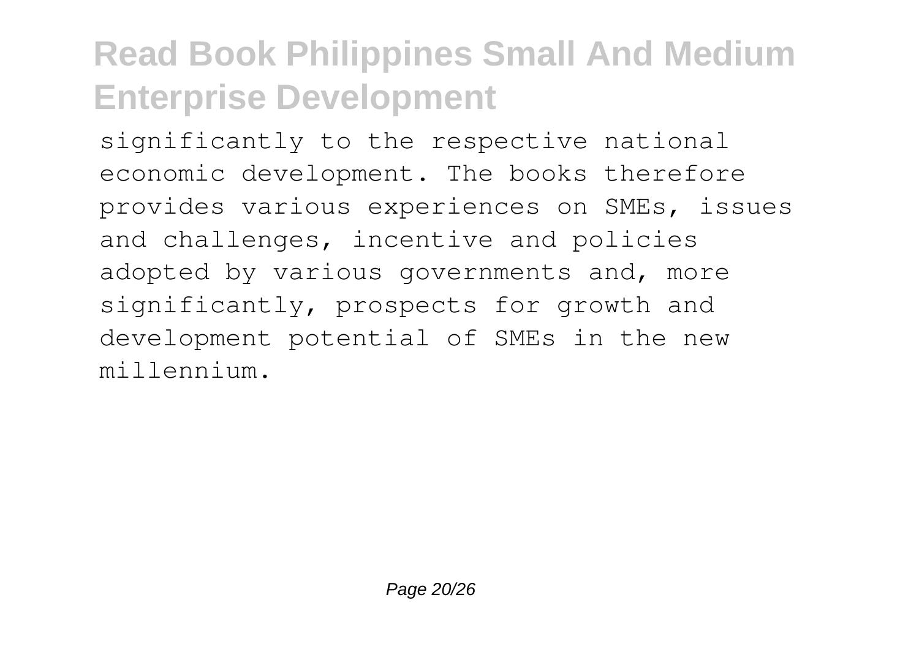significantly to the respective national economic development. The books therefore provides various experiences on SMEs, issues and challenges, incentive and policies adopted by various governments and, more significantly, prospects for growth and development potential of SMEs in the new millennium.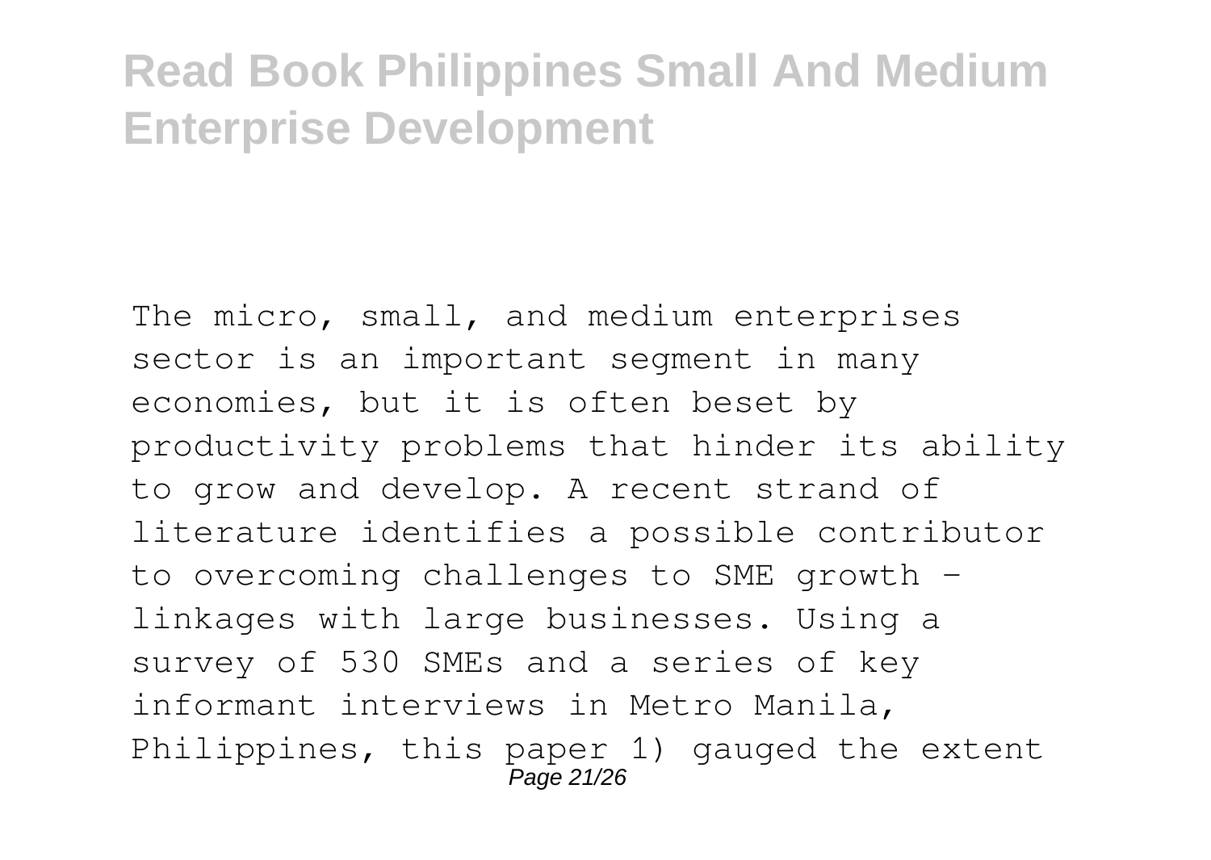The micro, small, and medium enterprises sector is an important segment in many economies, but it is often beset by productivity problems that hinder its ability to grow and develop. A recent strand of literature identifies a possible contributor to overcoming challenges to SME growth - linkages with large businesses. Using a survey of 530 SMEs and a series of key informant interviews in Metro Manila, Philippines, this paper 1) gauged the extent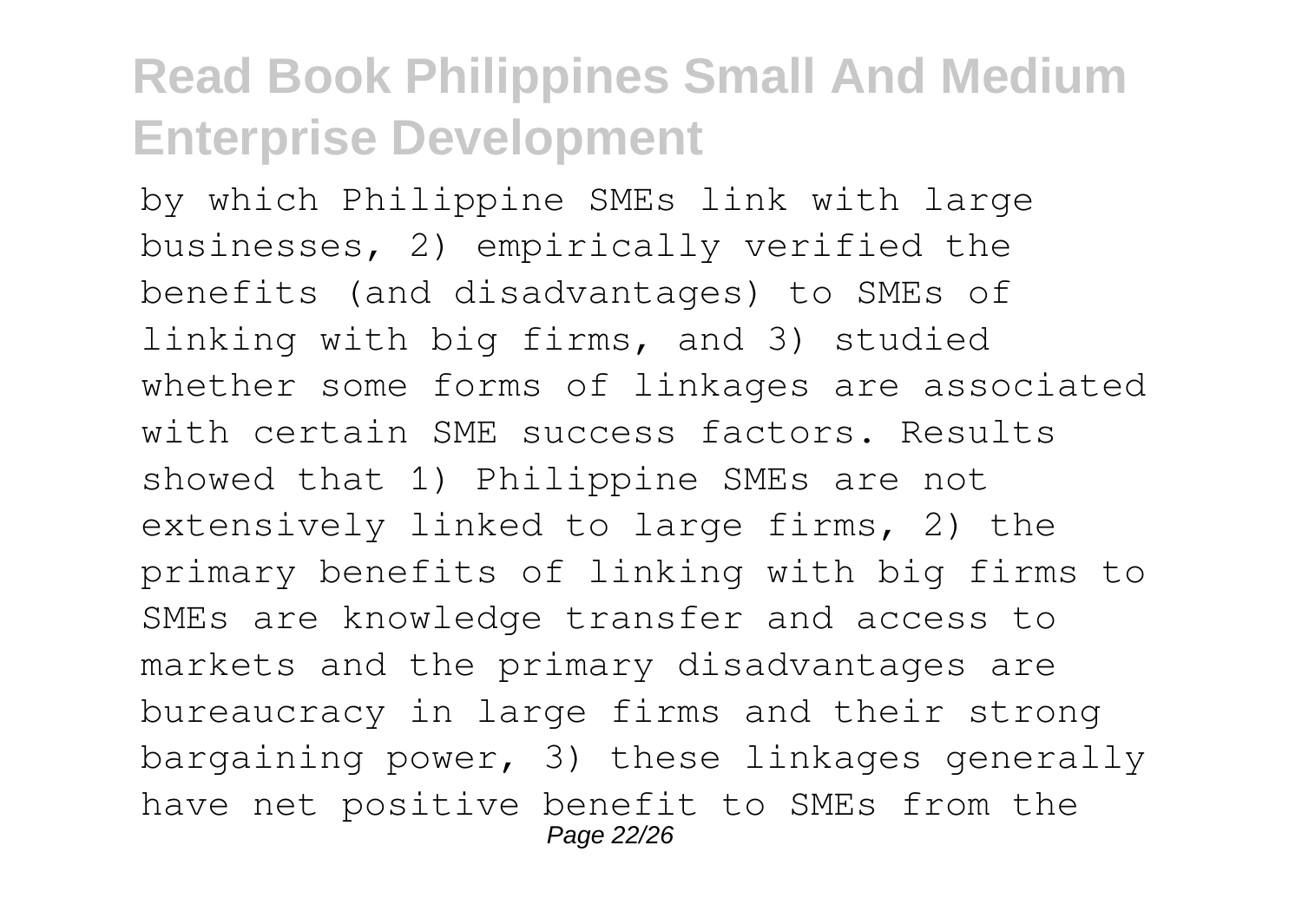by which Philippine SMEs link with large businesses, 2) empirically verified the benefits (and disadvantages) to SMEs of linking with big firms, and 3) studied whether some forms of linkages are associated with certain SME success factors. Results showed that 1) Philippine SMEs are not extensively linked to large firms, 2) the primary benefits of linking with big firms to SMEs are knowledge transfer and access to markets and the primary disadvantages are bureaucracy in large firms and their strong bargaining power, 3) these linkages generally have net positive benefit to SMEs from the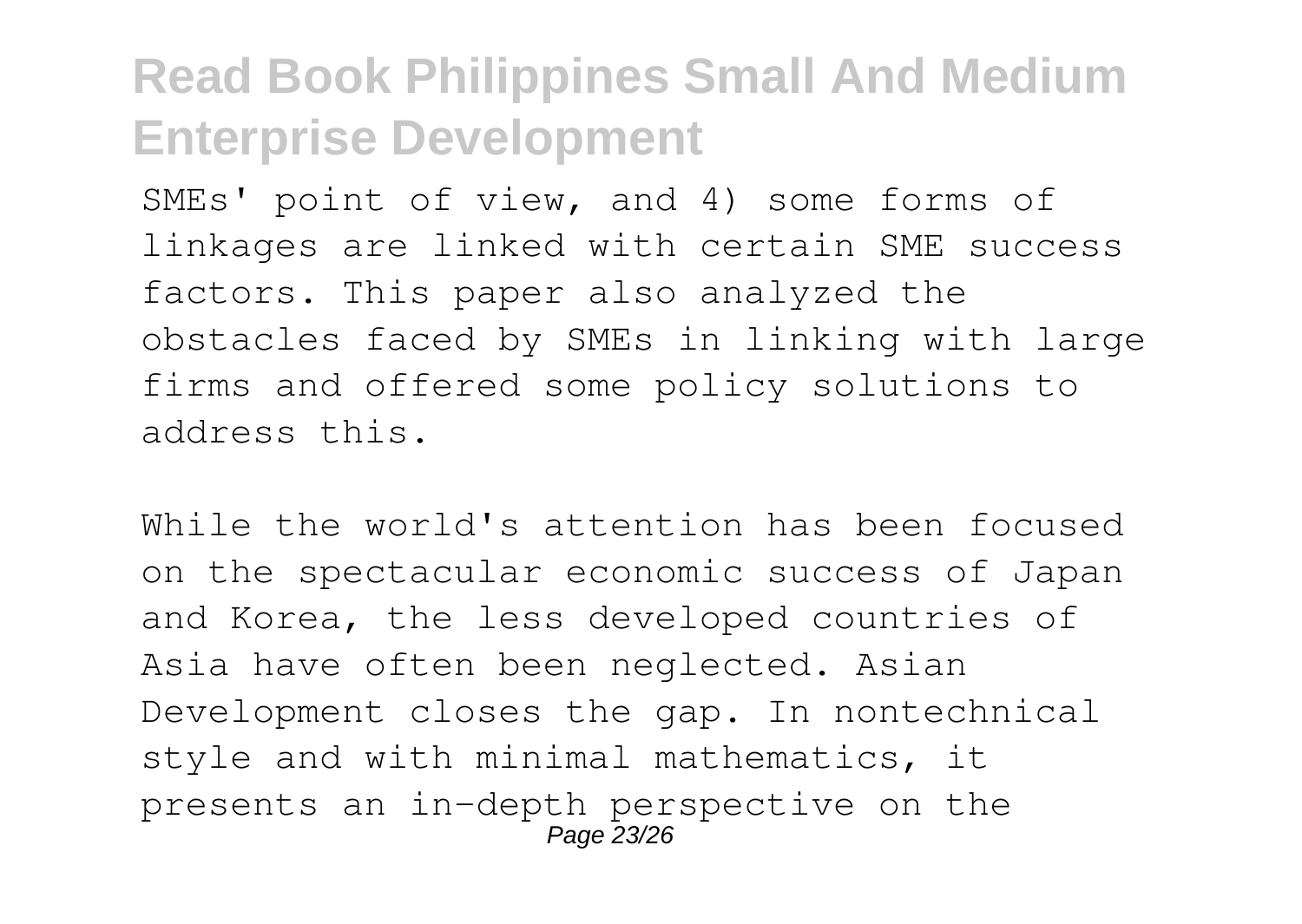SMEs' point of view, and 4) some forms of linkages are linked with certain SME success factors. This paper also analyzed the obstacles faced by SMEs in linking with large firms and offered some policy solutions to address this.

While the world's attention has been focused on the spectacular economic success of Japan and Korea, the less developed countries of Asia have often been neglected. Asian Development closes the gap. In nontechnical style and with minimal mathematics, it presents an in-depth perspective on the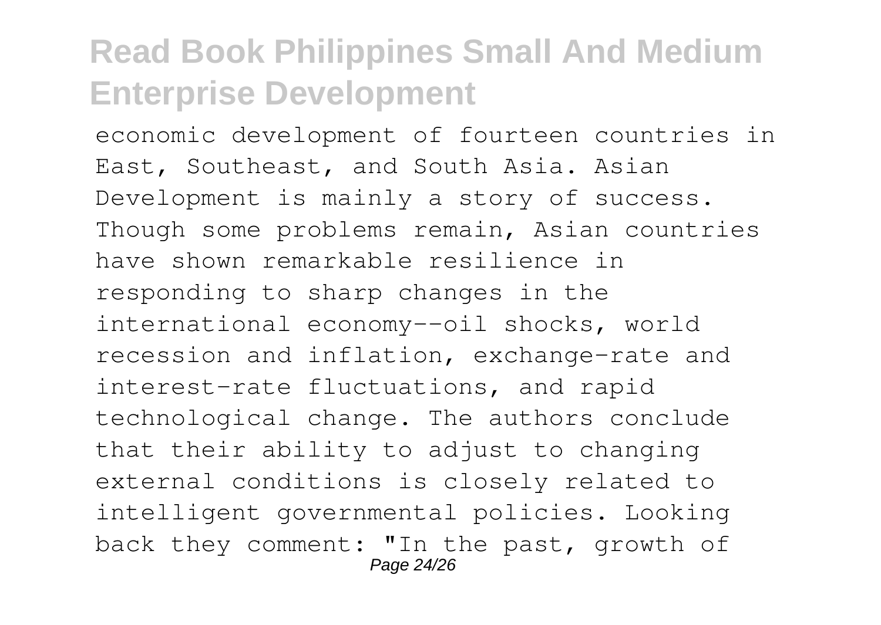economic development of fourteen countries in East, Southeast, and South Asia. Asian Development is mainly a story of success. Though some problems remain, Asian countries have shown remarkable resilience in responding to sharp changes in the international economy--oil shocks, world recession and inflation, exchange-rate and interest-rate fluctuations, and rapid technological change. The authors conclude that their ability to adjust to changing external conditions is closely related to intelligent governmental policies. Looking back they comment: "In the past, growth of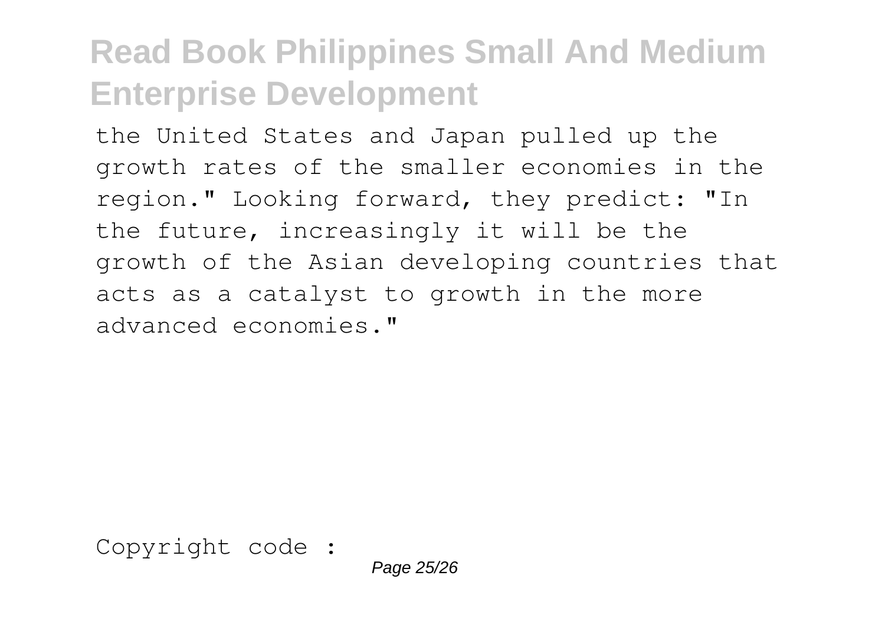the United States and Japan pulled up the growth rates of the smaller economies in the region." Looking forward, they predict: "In the future, increasingly it will be the growth of the Asian developing countries that acts as a catalyst to growth in the more advanced economies."

Copyright code :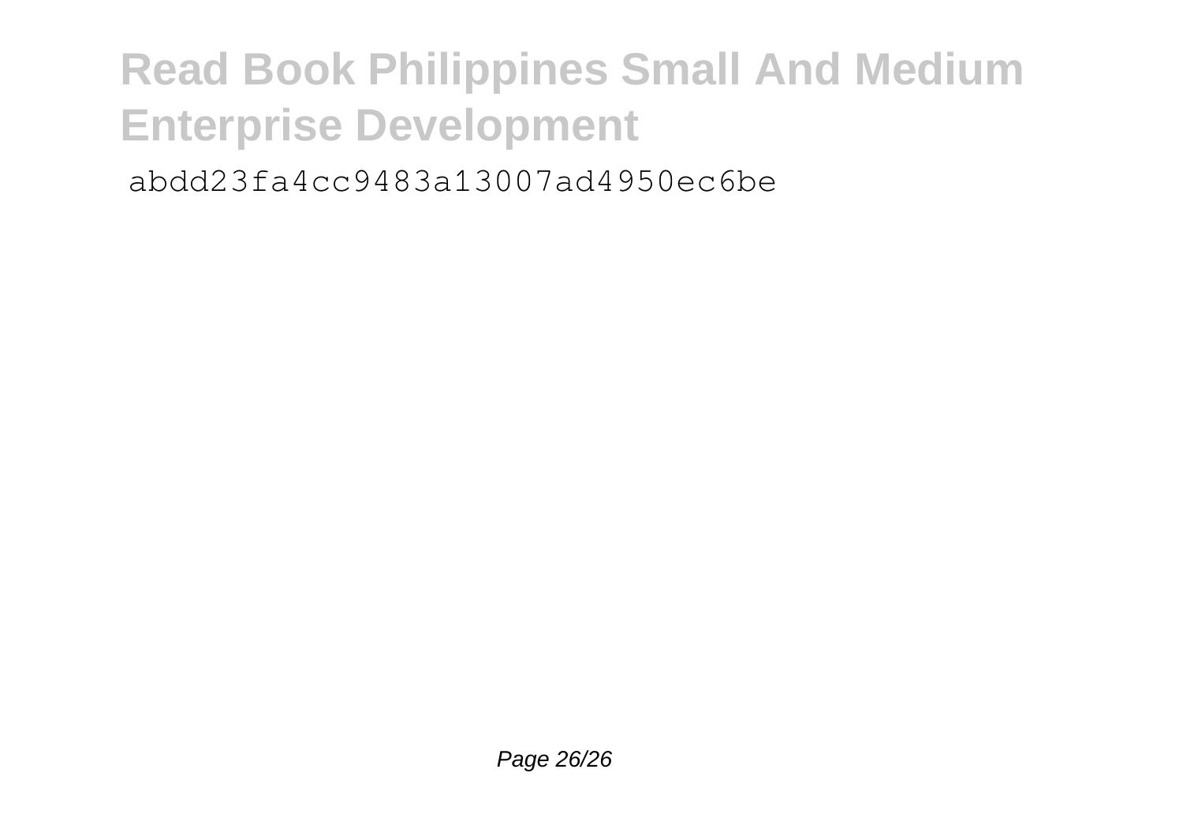abdd23fa4cc9483a13007ad4950ec6be